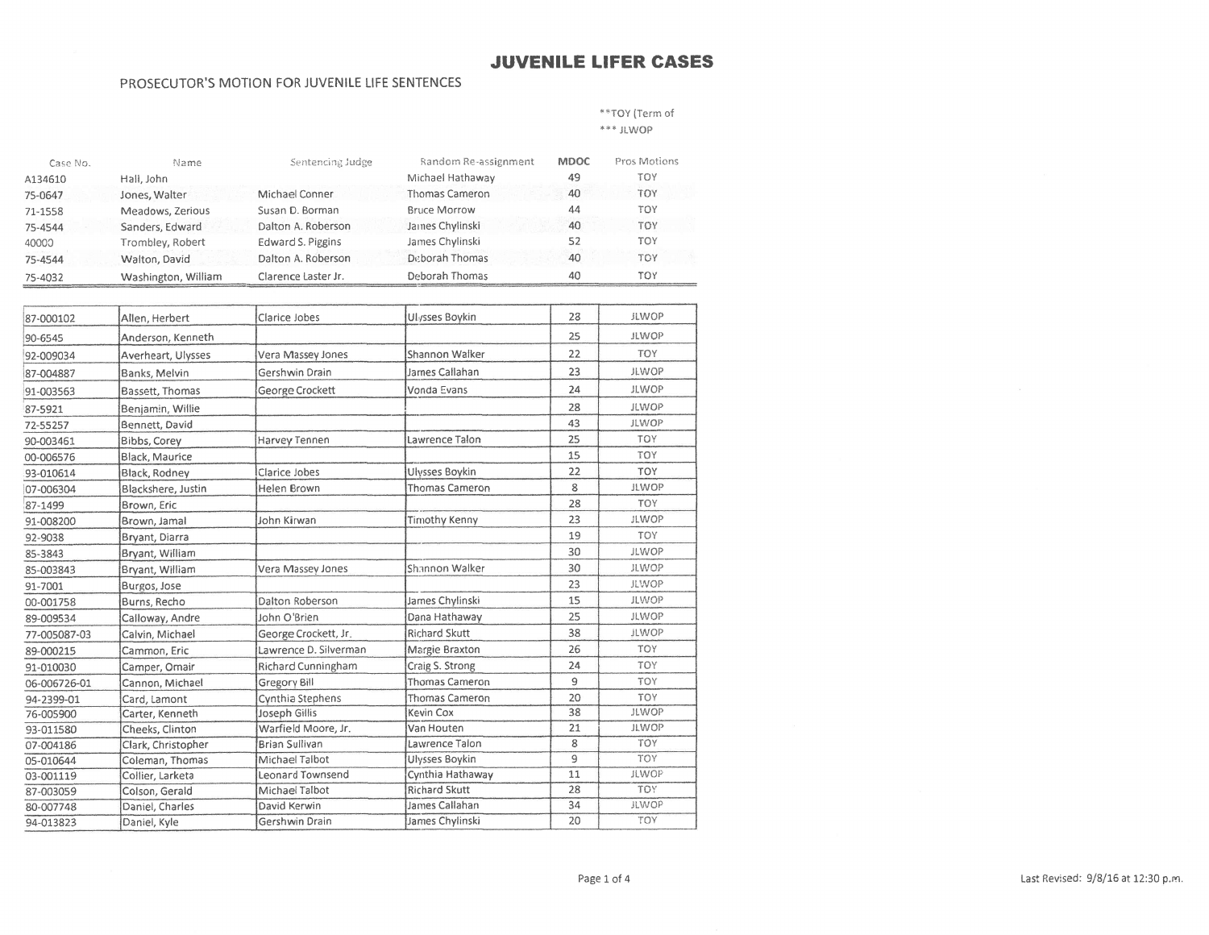# JUVENILE LIFER CASES

PROSECUTOR'S MOTION FOR JUVENILE LIFE SENTENCES

**TOY (Term of

*** JLWOP

| Case No. | Name | Sentencing Judge | Random Re-assignment | MDOC | Pros Motions |
|---|---|---|---|---|---|
| A134610 | Hall, John | | Michael Hathaway | 49 | TOY |
| 75-0647 | Jones, Walter | Michael Conner | Thomas Cameron | 40 | TOY |
| 71-1558 | Meadows, Zerious | Susan D. Borman | Bruce Morrow | 44 | TOY |
| 75-4544 | Sanders, Edward | Dalton A. Roberson | James Chylinski | 40 | TOY |
| 40000 | Trombley, Robert | Edward S. Piggins | James Chylinski | 52 | TOY |
| 75-4544 | Walton, David | Dalton A. Roberson | Deborah Thomas | 40 | TOY |
| 75-4032 | Washington, William | Clarence Laster Jr. | Deborah Thomas | 40 | TOY |

| Case No. | Name | Sentencing Judge | Random Re-assignment | MDOC | Pros Motions |
|---|---|---|---|---|---|
| 87-000102 | Allen, Herbert | Clarice Jobes | Ulysses Boykin | 28 | JLWOP |
| 90-6545 | Anderson, Kenneth | | | 25 | JLWOP |
| 92-009034 | Averheart, Ulysses | Vera Massey Jones | Shannon Walker | 22 | TOY |
| 87-004887 | Banks, Melvin | Gershwin Drain | James Callahan | 23 | JLWOP |
| 91-003563 | Bassett, Thomas | George Crockett | Vonda Evans | 24 | JLWOP |
| 87-5921 | Benjamin, Willie | | | 28 | JLWOP |
| 72-55257 | Bennett, David | | | 43 | JLWOP |
| 90-003461 | Bibbs, Corey | Harvey Tennen | Lawrence Talon | 25 | TOY |
| 00-006576 | Black, Maurice | | | 15 | TOY |
| 93-010614 | Black, Rodney | Clarice Jobes | Ulysses Boykin | 22 | TOY |
| 07-006304 | Blackshere, Justin | Helen Brown | Thomas Cameron | 8 | JLWOP |
| 87-1499 | Brown, Eric | | | 28 | TOY |
| 91-008200 | Brown, Jamal | John Kirwan | Timothy Kenny | 23 | JLWOP |
| 92-9038 | Bryant, Diarra | | | 19 | TOY |
| 85-3843 | Bryant, William | | | 30 | JLWOP |
| 85-003843 | Bryant, William | Vera Massey Jones | Shannon Walker | 30 | JLWOP |
| 91-7001 | Burgos, Jose | | | 23 | JLWOP |
| 00-001758 | Burns, Recho | Dalton Roberson | James Chylinski | 15 | JLWOP |
| 89-009534 | Calloway, Andre | John O'Brien | Dana Hathaway | 25 | JLWOP |
| 77-005087-03 | Calvin, Michael | George Crockett, Jr. | Richard Skutt | 38 | JLWOP |
| 89-000215 | Cammon, Eric | Lawrence D. Silverman | Margie Braxton | 26 | TOY |
| 91-010030 | Camper, Omair | Richard Cunningham | Craig S. Strong | 24 | TOY |
| 06-006726-01 | Cannon, Michael | Gregory Bill | Thomas Cameron | 9 | TOY |
| 94-2399-01 | Card, Lamont | Cynthia Stephens | Thomas Cameron | 20 | TOY |
| 76-005900 | Carter, Kenneth | Joseph Gillis | Kevin Cox | 38 | JLWOP |
| 93-011580 | Cheeks, Clinton | Warfield Moore, Jr. | Van Houten | 21 | JLWOP |
| 07-004186 | Clark, Christopher | Brian Sullivan | Lawrence Talon | 8 | TOY |
| 05-010644 | Coleman, Thomas | Michael Talbot | Ulysses Boykin | 9 | TOY |
| 03-001119 | Collier, Larketa | Leonard Townsend | Cynthia Hathaway | 11 | JLWOP |
| 87-003059 | Colson, Gerald | Michael Talbot | Richard Skutt | 28 | TOY |
| 80-007748 | Daniel, Charles | David Kerwin | James Callahan | 34 | JLWOP |
| 94-013823 | Daniel, Kyle | Gershwin Drain | James Chylinski | 20 | TOY |

Last Revised: 9/8/16 at 12:30 p.m.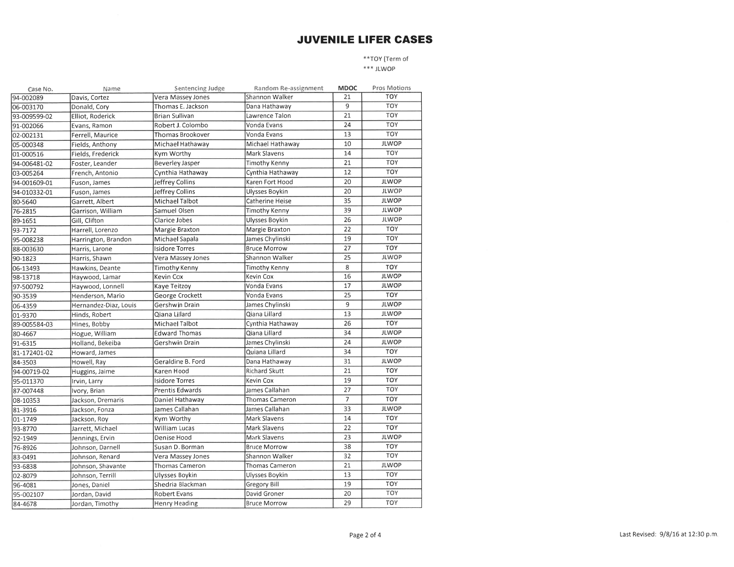# JUVENILE LIFER CASES

**TOY (Term of
*** JLWOP

| Case No. | Name | Sentencing Judge | Random Re-assignment | MDOC | Pros Motions |
|---|---|---|---|---|---|
| 94-002089 | Davis, Cortez | Vera Massey Jones | Shannon Walker | 21 | TOY |
| 06-003170 | Donald, Cory | Thomas E. Jackson | Dana Hathaway | 9 | TOY |
| 93-009599-02 | Elliot, Roderick | Brian Sullivan | Lawrence Talon | 21 | TOY |
| 91-002066 | Evans, Ramon | Robert J. Colombo | Vonda Evans | 24 | TOY |
| 02-002131 | Ferrell, Maurice | Thomas Brookover | Vonda Evans | 13 | TOY |
| 05-000348 | Fields, Anthony | Michael Hathaway | Michael Hathaway | 10 | JLWOP |
| 01-000516 | Fields, Frederick | Kym Worthy | Mark Slavens | 14 | TOY |
| 94-006481-02 | Foster, Leander | Beverley Jasper | Timothy Kenny | 21 | TOY |
| 03-005264 | French, Antonio | Cynthia Hathaway | Cynthia Hathaway | 12 | TOY |
| 94-001609-01 | Fuson, James | Jeffrey Collins | Karen Fort Hood | 20 | JLWOP |
| 94-010332-01 | Fuson, James | Jeffrey Collins | Ulysses Boykin | 20 | JLWOP |
| 80-5640 | Garrett, Albert | Michael Talbot | Catherine Heise | 35 | JLWOP |
| 76-2815 | Garrison, William | Samuel Olsen | Timothy Kenny | 39 | JLWOP |
| 89-1651 | Gill, Clifton | Clarice Jobes | Ulysses Boykin | 26 | JLWOP |
| 93-7172 | Harrell, Lorenzo | Margie Braxton | Margie Braxton | 22 | TOY |
| 95-008238 | Harrington, Brandon | Michael Sapala | James Chylinski | 19 | TOY |
| 88-003630 | Harris, Larone | Isidore Torres | Bruce Morrow | 27 | TOY |
| 90-1823 | Harris, Shawn | Vera Massey Jones | Shannon Walker | 25 | JLWOP |
| 06-13493 | Hawkins, Deante | Timothy Kenny | Timothy Kenny | 8 | TOY |
| 98-13718 | Haywood, Lamar | Kevin Cox | Kevin Cox | 16 | JLWOP |
| 97-500792 | Haywood, Lonnell | Kaye Teitzoy | Vonda Evans | 17 | JLWOP |
| 90-3539 | Henderson, Mario | George Crockett | Vonda Evans | 25 | TOY |
| 06-4359 | Hernandez-Diaz, Louis | Gershwin Drain | James Chylinski | 9 | JLWOP |
| 01-9370 | Hinds, Robert | Qiana Lillard | Qiana Lillard | 13 | JLWOP |
| 89-005584-03 | Hines, Bobby | Michael Talbot | Cynthia Hathaway | 26 | TOY |
| 80-4667 | Hogue, William | Edward Thomas | Qiana Lillard | 34 | JLWOP |
| 91-6315 | Holland, Bekeiba | Gershwin Drain | James Chylinski | 24 | JLWOP |
| 81-172401-02 | Howard, James | | Quiana Lillard | 34 | TOY |
| 84-3503 | Howell, Ray | Geraldine B. Ford | Dana Hathaway | 31 | JLWOP |
| 94-00719-02 | Huggins, Jaime | Karen Hood | Richard Skutt | 21 | TOY |
| 95-011370 | Irvin, Larry | Isidore Torres | Kevin Cox | 19 | TOY |
| 87-007448 | Ivory, Brian | Prentis Edwards | James Callahan | 27 | TOY |
| 08-10353 | Jackson, Dremaris | Daniel Hathaway | Thomas Cameron | 7 | TOY |
| 81-3916 | Jackson, Fonza | James Callahan | James Callahan | 33 | JLWOP |
| 01-1749 | Jackson, Roy | Kym Worthy | Mark Slavens | 14 | TOY |
| 93-8770 | Jarrett, Michael | William Lucas | Mark Slavens | 22 | TOY |
| 92-1949 | Jennings, Ervin | Denise Hood | Mark Slavens | 23 | JLWOP |
| 76-8926 | Johnson, Darnell | Susan D. Borman | Bruce Morrow | 38 | TOY |
| 83-0491 | Johnson, Renard | Vera Massey Jones | Shannon Walker | 32 | TOY |
| 93-6838 | Johnson, Shavante | Thomas Cameron | Thomas Cameron | 21 | JLWOP |
| 02-8079 | Johnson, Terrill | Ulysses Boykin | Ulysses Boykin | 13 | TOY |
| 96-4081 | Jones, Daniel | Shedria Blackman | Gregory Bill | 19 | TOY |
| 95-002107 | Jordan, David | Robert Evans | David Groner | 20 | TOY |
| 84-4678 | Jordan, Timothy | Henry Heading | Bruce Morrow | 29 | TOY |

Last Revised: 9/8/16 at 12:30 p.m.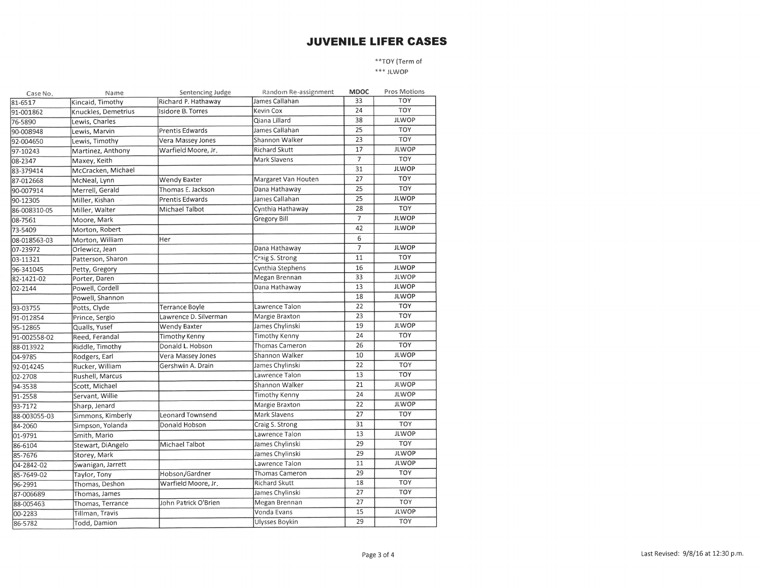# JUVENILE LIFER CASES

**TOY (Term of
*** JLWOP

| Case No. | Name | Sentencing Judge | Random Re-assignment | MDOC | Pros Motions |
|---|---|---|---|---|---|
| 81-6517 | Kincaid, Timothy | Richard P. Hathaway | James Callahan | 33 | TOY |
| 91-001862 | Knuckles, Demetrius | Isidore B. Torres | Kevin Cox | 24 | TOY |
| 76-5890 | Lewis, Charles | | Qiana Lillard | 38 | JLWOP |
| 90-008948 | Lewis, Marvin | Prentis Edwards | James Callahan | 25 | TOY |
| 92-004650 | Lewis, Timothy | Vera Massey Jones | Shannon Walker | 23 | TOY |
| 97-10243 | Martinez, Anthony | Warfield Moore, Jr. | Richard Skutt | 17 | JLWOP |
| 08-2347 | Maxey, Keith | | Mark Slavens | 7 | TOY |
| 83-379414 | McCracken, Michael | | | 31 | JLWOP |
| 87-012668 | McNeal, Lynn | Wendy Baxter | Margaret Van Houten | 27 | TOY |
| 90-007914 | Merrell, Gerald | Thomas E. Jackson | Dana Hathaway | 25 | TOY |
| 90-12305 | Miller, Kishan | Prentis Edwards | James Callahan | 25 | JLWOP |
| 86-008310-05 | Miller, Walter | Michael Talbot | Cynthia Hathaway | 28 | TOY |
| 08-7561 | Moore, Mark | | Gregory Bill | 7 | JLWOP |
| 73-5409 | Morton, Robert | | | 42 | JLWOP |
| 08-018563-03 | Morton, William | Her | | 6 | |
| 07-23972 | Orlewicz, Jean | | Dana Hathaway | 7 | JLWOP |
| 03-11321 | Patterson, Sharon | | Craig S. Strong | 11 | TOY |
| 96-341045 | Petty, Gregory | | Cynthia Stephens | 16 | JLWOP |
| 82-1421-02 | Porter, Daren | | Megan Brennan | 33 | JLWOP |
| 02-2144 | Powell, Cordell | | Dana Hathaway | 13 | JLWOP |
| | Powell, Shannon | | | 18 | JLWOP |
| 93-03755 | Potts, Clyde | Terrance Boyle | Lawrence Talon | 22 | TOY |
| 91-012854 | Prince, Sergio | Lawrence D. Silverman | Margie Braxton | 23 | TOY |
| 95-12865 | Qualls, Yusef | Wendy Baxter | James Chylinski | 19 | JLWOP |
| 91-002558-02 | Reed, Ferandal | Timothy Kenny | Timothy Kenny | 24 | TOY |
| 88-013922 | Riddle, Timothy | Donald L. Hobson | Thomas Cameron | 26 | TOY |
| 04-9785 | Rodgers, Earl | Vera Massey Jones | Shannon Walker | 10 | JLWOP |
| 92-014245 | Rucker, William | Gershwin A. Drain | James Chylinski | 22 | TOY |
| 02-2708 | Rushell, Marcus | | Lawrence Talon | 13 | TOY |
| 94-3538 | Scott, Michael | | Shannon Walker | 21 | JLWOP |
| 91-2558 | Servant, Willie | | Timothy Kenny | 24 | JLWOP |
| 93-7172 | Sharp, Jenard | | Margie Braxton | 22 | JLWOP |
| 88-003055-03 | Simmons, Kimberly | Leonard Townsend | Mark Slavens | 27 | TOY |
| 84-2060 | Simpson, Yolanda | Donald Hobson | Craig S. Strong | 31 | TOY |
| 01-9791 | Smith, Mario | | Lawrence Talon | 13 | JLWOP |
| 86-6104 | Stewart, DiAngelo | Michael Talbot | James Chylinski | 29 | TOY |
| 85-7676 | Storey, Mark | | James Chylinski | 29 | JLWOP |
| 04-2842-02 | Swanigan, Jarrett | | Lawrence Talon | 11 | JLWOP |
| 85-7649-02 | Taylor, Tony | Hobson/Gardner | Thomas Cameron | 29 | TOY |
| 96-2991 | Thomas, Deshon | Warfield Moore, Jr. | Richard Skutt | 18 | TOY |
| 87-006689 | Thomas, James | | James Chylinski | 27 | TOY |
| 88-005463 | Thomas, Terrance | John Patrick O'Brien | Megan Brennan | 27 | TOY |
| 00-2283 | Tillman, Travis | | Vonda Evans | 15 | JLWOP |
| 86-5782 | Todd, Damion | | Ulysses Boykin | 29 | TOY |

Last Revised: 9/8/16 at 12:30 p.m.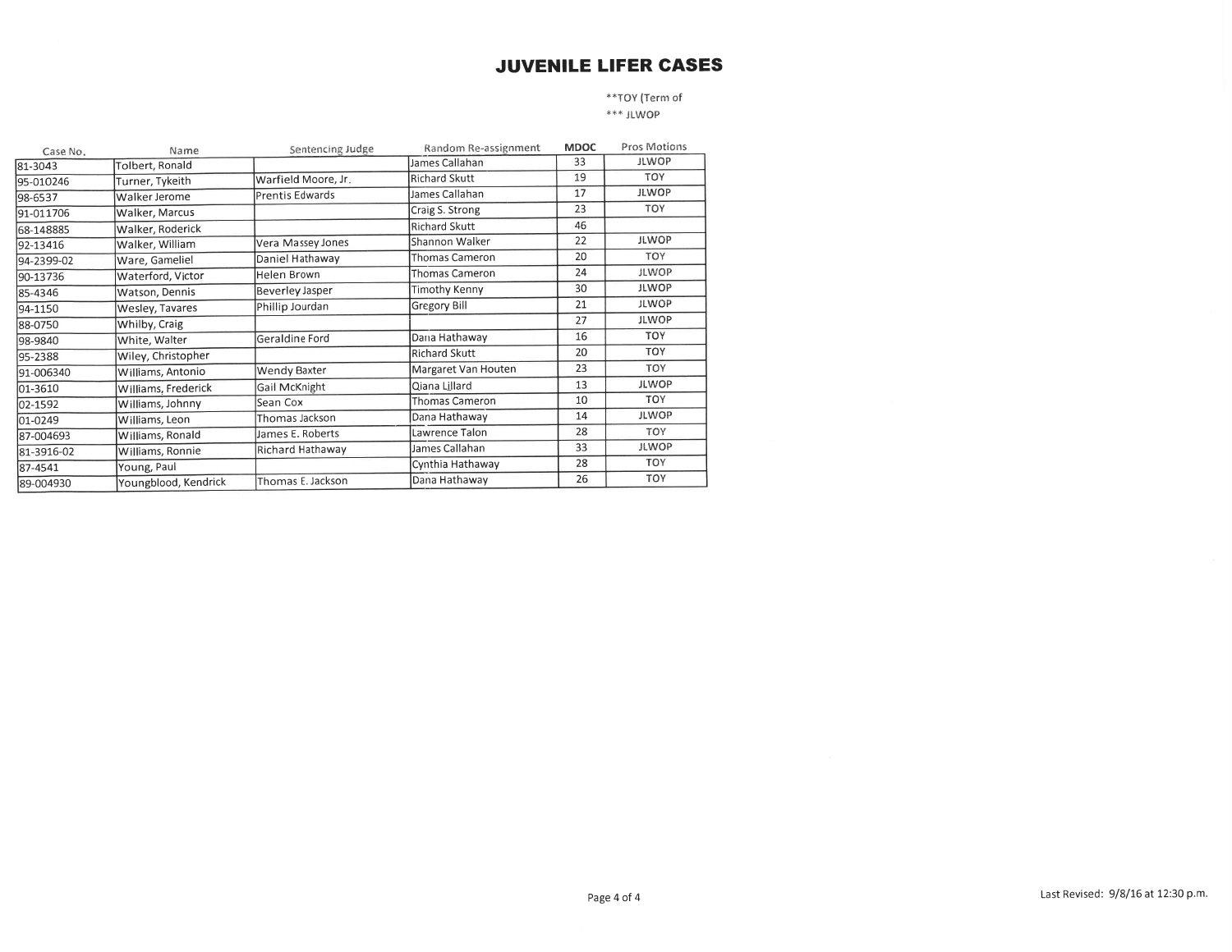# JUVENILE LIFER CASES

**TOY (Term of

*** JLWOP

| Case No. | Name | Sentencing Judge | Random Re-assignment | MDOC | Pros Motions |
|---|---|---|---|---|---|
| 81-3043 | Tolbert, Ronald | | James Callahan | 33 | JLWOP |
| 95-010246 | Turner, Tykeith | Warfield Moore, Jr. | Richard Skutt | 19 | TOY |
| 98-6537 | Walker Jerome | Prentis Edwards | James Callahan | 17 | JLWOP |
| 91-011706 | Walker, Marcus | | Craig S. Strong | 23 | TOY |
| 68-148885 | Walker, Roderick | | Richard Skutt | 46 | |
| 92-13416 | Walker, William | Vera Massey Jones | Shannon Walker | 22 | JLWOP |
| 94-2399-02 | Ware, Gameliel | Daniel Hathaway | Thomas Cameron | 20 | TOY |
| 90-13736 | Waterford, Victor | Helen Brown | Thomas Cameron | 24 | JLWOP |
| 85-4346 | Watson, Dennis | Beverley Jasper | Timothy Kenny | 30 | JLWOP |
| 94-1150 | Wesley, Tavares | Phillip Jourdan | Gregory Bill | 21 | JLWOP |
| 88-0750 | Whilby, Craig | | | 27 | JLWOP |
| 98-9840 | White, Walter | Geraldine Ford | Dana Hathaway | 16 | TOY |
| 95-2388 | Wiley, Christopher | | Richard Skutt | 20 | TOY |
| 91-006340 | Williams, Antonio | Wendy Baxter | Margaret Van Houten | 23 | TOY |
| 01-3610 | Williams, Frederick | Gail McKnight | Qiana Lillard | 13 | JLWOP |
| 02-1592 | Williams, Johnny | Sean Cox | Thomas Cameron | 10 | TOY |
| 01-0249 | Williams, Leon | Thomas Jackson | Dana Hathaway | 14 | JLWOP |
| 87-004693 | Williams, Ronald | James E. Roberts | Lawrence Talon | 28 | TOY |
| 81-3916-02 | Williams, Ronnie | Richard Hathaway | James Callahan | 33 | JLWOP |
| 87-4541 | Young, Paul | | Cynthia Hathaway | 28 | TOY |
| 89-004930 | Youngblood, Kendrick | Thomas E. Jackson | Dana Hathaway | 26 | TOY |

Last Revised: 9/8/16 at 12:30 p.m.